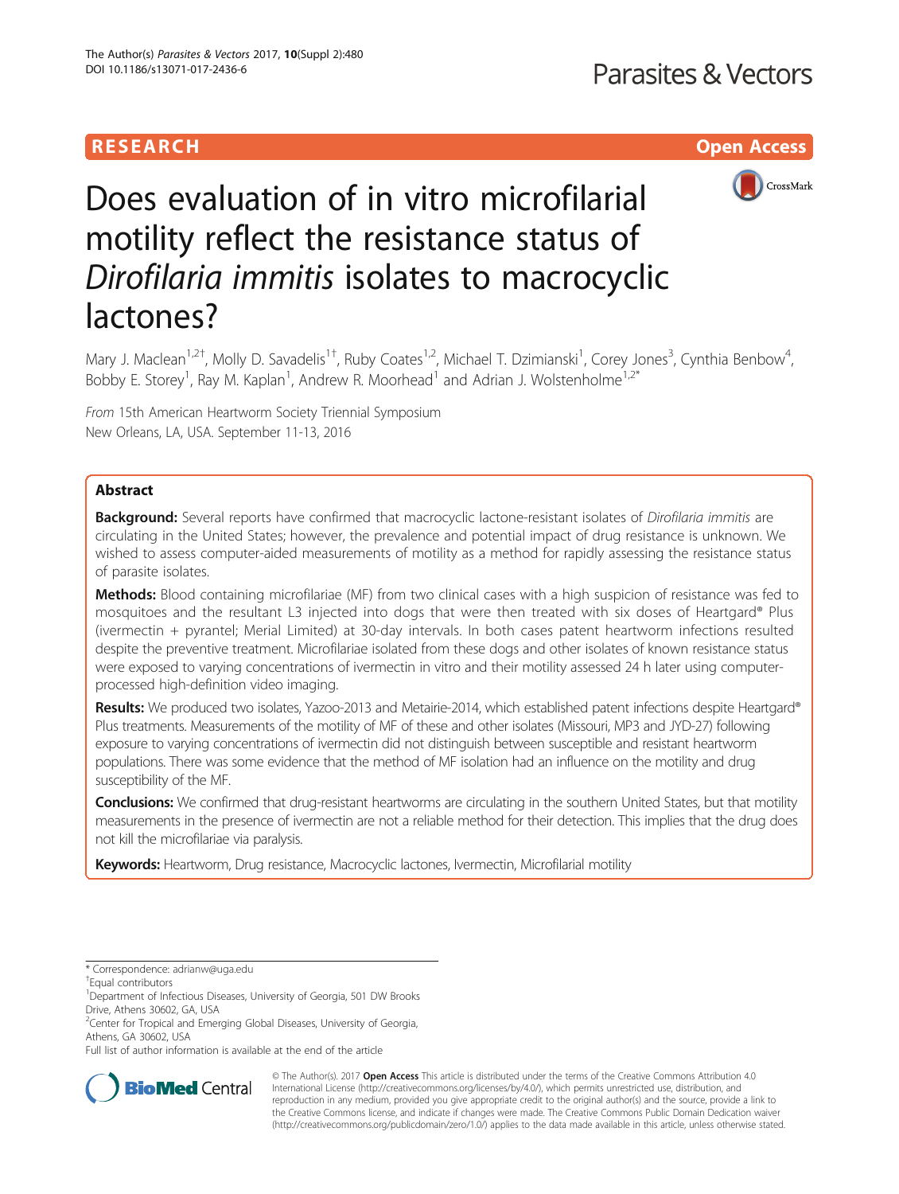RESEARCH

Open Access

# Does evaluation of in vitro microfilarial motility reflect the resistance status of *Dirofilaria immitis* isolates to macrocyclic lactones?

Mary J. Maclean[1,2†], Molly D. Savadelis[1†], Ruby Coates[1,2], Michael T. Dzimianski[1], Corey Jones[3], Cynthia Benbow[4], Bobby E. Storey[1], Ray M. Kaplan[1], Andrew R. Moorhead[1] and Adrian J. Wolstenholme[1,2*]

From 15th American Heartworm Society Triennial Symposium
New Orleans, LA, USA. September 11-13, 2016

## Abstract

**Background:** Several reports have confirmed that macrocyclic lactone-resistant isolates of *Dirofilaria immitis* are circulating in the United States; however, the prevalence and potential impact of drug resistance is unknown. We wished to assess computer-aided measurements of motility as a method for rapidly assessing the resistance status of parasite isolates.

**Methods:** Blood containing microfilariae (MF) from two clinical cases with a high suspicion of resistance was fed to mosquitoes and the resultant L3 injected into dogs that were then treated with six doses of Heartgard® Plus (ivermectin + pyrantel; Merial Limited) at 30-day intervals. In both cases patent heartworm infections resulted despite the preventive treatment. Microfilariae isolated from these dogs and other isolates of known resistance status were exposed to varying concentrations of ivermectin in vitro and their motility assessed 24 h later using computer-processed high-definition video imaging.

**Results:** We produced two isolates, Yazoo-2013 and Metairie-2014, which established patent infections despite Heartgard® Plus treatments. Measurements of the motility of MF of these and other isolates (Missouri, MP3 and JYD-27) following exposure to varying concentrations of ivermectin did not distinguish between susceptible and resistant heartworm populations. There was some evidence that the method of MF isolation had an influence on the motility and drug susceptibility of the MF.

**Conclusions:** We confirmed that drug-resistant heartworms are circulating in the southern United States, but that motility measurements in the presence of ivermectin are not a reliable method for their detection. This implies that the drug does not kill the microfilariae via paralysis.

**Keywords:** Heartworm, Drug resistance, Macrocyclic lactones, Ivermectin, Microfilarial motility

\* Correspondence: adrianw@uga.edu
†Equal contributors
[1]Department of Infectious Diseases, University of Georgia, 501 DW Brooks Drive, Athens 30602, GA, USA
[2]Center for Tropical and Emerging Global Diseases, University of Georgia, Athens, GA 30602, USA
Full list of author information is available at the end of the article

© The Author(s). 2017 **Open Access** This article is distributed under the terms of the Creative Commons Attribution 4.0 International License (http://creativecommons.org/licenses/by/4.0/), which permits unrestricted use, distribution, and reproduction in any medium, provided you give appropriate credit to the original author(s) and the source, provide a link to the Creative Commons license, and indicate if changes were made. The Creative Commons Public Domain Dedication waiver (http://creativecommons.org/publicdomain/zero/1.0/) applies to the data made available in this article, unless otherwise stated.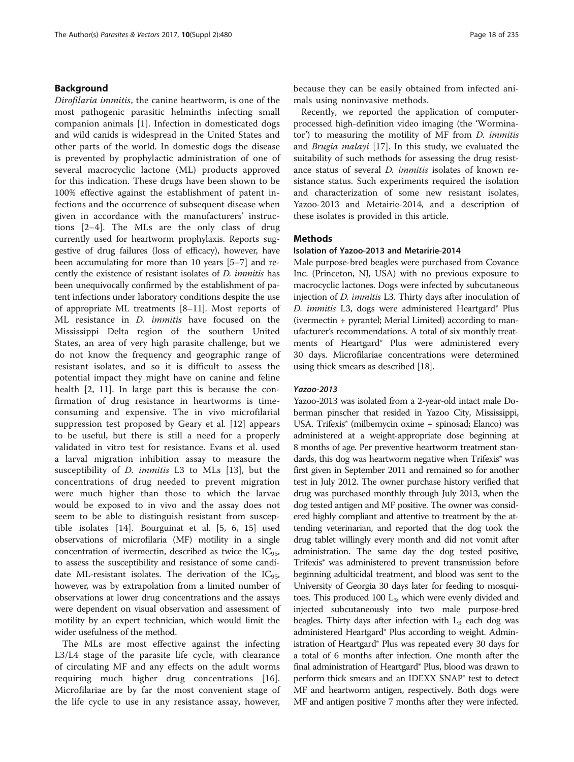## Background

*Dirofilaria immitis*, the canine heartworm, is one of the most pathogenic parasitic helminths infecting small companion animals [1]. Infection in domesticated dogs and wild canids is widespread in the United States and other parts of the world. In domestic dogs the disease is prevented by prophylactic administration of one of several macrocyclic lactone (ML) products approved for this indication. These drugs have been shown to be 100% effective against the establishment of patent infections and the occurrence of subsequent disease when given in accordance with the manufacturers' instructions [2–4]. The MLs are the only class of drug currently used for heartworm prophylaxis. Reports suggestive of drug failures (loss of efficacy), however, have been accumulating for more than 10 years [5–7] and recently the existence of resistant isolates of *D. immitis* has been unequivocally confirmed by the establishment of patent infections under laboratory conditions despite the use of appropriate ML treatments [8–11]. Most reports of ML resistance in *D. immitis* have focused on the Mississippi Delta region of the southern United States, an area of very high parasite challenge, but we do not know the frequency and geographic range of resistant isolates, and so it is difficult to assess the potential impact they might have on canine and feline health [2, 11]. In large part this is because the confirmation of drug resistance in heartworms is time-consuming and expensive. The in vivo microfilarial suppression test proposed by Geary et al. [12] appears to be useful, but there is still a need for a properly validated in vitro test for resistance. Evans et al. used a larval migration inhibition assay to measure the susceptibility of *D. immitis* L3 to MLs [13], but the concentrations of drug needed to prevent migration were much higher than those to which the larvae would be exposed to in vivo and the assay does not seem to be able to distinguish resistant from susceptible isolates [14]. Bourguinat et al. [5, 6, 15] used observations of microfilaria (MF) motility in a single concentration of ivermectin, described as twice the $IC_{95}$, to assess the susceptibility and resistance of some candidate ML-resistant isolates. The derivation of the $IC_{95}$, however, was by extrapolation from a limited number of observations at lower drug concentrations and the assays were dependent on visual observation and assessment of motility by an expert technician, which would limit the wider usefulness of the method.

The MLs are most effective against the infecting L3/L4 stage of the parasite life cycle, with clearance of circulating MF and any effects on the adult worms requiring much higher drug concentrations [16]. Microfilariae are by far the most convenient stage of the life cycle to use in any resistance assay, however, because they can be easily obtained from infected animals using noninvasive methods.

Recently, we reported the application of computer-processed high-definition video imaging (the 'Worminator') to measuring the motility of MF from *D. immitis* and *Brugia malayi* [17]. In this study, we evaluated the suitability of such methods for assessing the drug resistance status of several *D. immitis* isolates of known resistance status. Such experiments required the isolation and characterization of some new resistant isolates, Yazoo-2013 and Metairie-2014, and a description of these isolates is provided in this article.

## Methods

### Isolation of Yazoo-2013 and Metaririe-2014

Male purpose-bred beagles were purchased from Covance Inc. (Princeton, NJ, USA) with no previous exposure to macrocyclic lactones. Dogs were infected by subcutaneous injection of *D. immitis* L3. Thirty days after inoculation of *D. immitis* L3, dogs were administered Heartgard® Plus (ivermectin + pyrantel; Merial Limited) according to manufacturer's recommendations. A total of six monthly treatments of Heartgard® Plus were administered every 30 days. Microfilariae concentrations were determined using thick smears as described [18].

#### *Yazoo-2013*

Yazoo-2013 was isolated from a 2-year-old intact male Doberman pinscher that resided in Yazoo City, Mississippi, USA. Trifexis® (milbemycin oxime + spinosad; Elanco) was administered at a weight-appropriate dose beginning at 8 months of age. Per preventive heartworm treatment standards, this dog was heartworm negative when Trifexis® was first given in September 2011 and remained so for another test in July 2012. The owner purchase history verified that drug was purchased monthly through July 2013, when the dog tested antigen and MF positive. The owner was considered highly compliant and attentive to treatment by the attending veterinarian, and reported that the dog took the drug tablet willingly every month and did not vomit after administration. The same day the dog tested positive, Trifexis® was administered to prevent transmission before beginning adulticidal treatment, and blood was sent to the University of Georgia 30 days later for feeding to mosquitoes. This produced 100 $L_3$, which were evenly divided and injected subcutaneously into two male purpose-bred beagles. Thirty days after infection with $L_3$ each dog was administered Heartgard® Plus according to weight. Administration of Heartgard® Plus was repeated every 30 days for a total of 6 months after infection. One month after the final administration of Heartgard® Plus, blood was drawn to perform thick smears and an IDEXX SNAP® test to detect MF and heartworm antigen, respectively. Both dogs were MF and antigen positive 7 months after they were infected.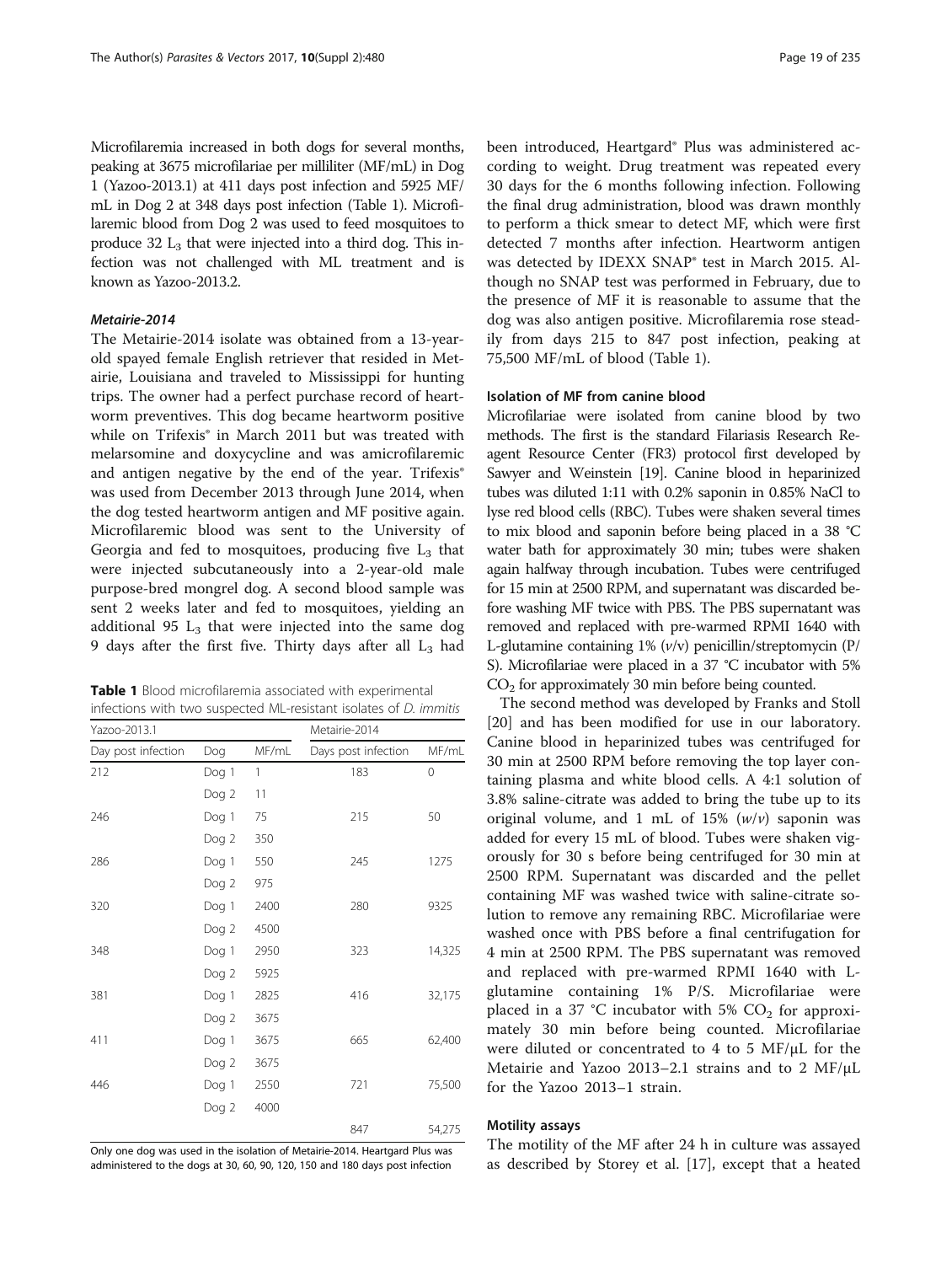Microfilaremia increased in both dogs for several months, peaking at 3675 microfilariae per milliliter (MF/mL) in Dog 1 (Yazoo-2013.1) at 411 days post infection and 5925 MF/mL in Dog 2 at 348 days post infection (Table 1). Microfilaremic blood from Dog 2 was used to feed mosquitoes to produce 32 $L_3$ that were injected into a third dog. This infection was not challenged with ML treatment and is known as Yazoo-2013.2.

#### *Metairie-2014*

The Metairie-2014 isolate was obtained from a 13-year-old spayed female English retriever that resided in Metairie, Louisiana and traveled to Mississippi for hunting trips. The owner had a perfect purchase record of heartworm preventives. This dog became heartworm positive while on Trifexis® in March 2011 but was treated with melarsomine and doxycycline and was amicrofilaremic and antigen negative by the end of the year. Trifexis® was used from December 2013 through June 2014, when the dog tested heartworm antigen and MF positive again. Microfilaremic blood was sent to the University of Georgia and fed to mosquitoes, producing five $L_3$ that were injected subcutaneously into a 2-year-old male purpose-bred mongrel dog. A second blood sample was sent 2 weeks later and fed to mosquitoes, yielding an additional 95 $L_3$ that were injected into the same dog 9 days after the first five. Thirty days after all $L_3$ had been introduced, Heartgard® Plus was administered according to weight. Drug treatment was repeated every 30 days for the 6 months following infection. Following the final drug administration, blood was drawn monthly to perform a thick smear to detect MF, which were first detected 7 months after infection. Heartworm antigen was detected by IDEXX SNAP® test in March 2015. Although no SNAP test was performed in February, due to the presence of MF it is reasonable to assume that the dog was also antigen positive. Microfilaremia rose steadily from days 215 to 847 post infection, peaking at 75,500 MF/mL of blood (Table 1).

**Table 1** Blood microfilaremia associated with experimental infections with two suspected ML-resistant isolates of *D. immitis*

| Yazoo-2013.1 | | | Metairie-2014 | |
|---|---|---|---|---|
| Day post infection | Dog | MF/mL | Days post infection | MF/mL |
| 212 | Dog 1 | 1 | 183 | 0 |
| | Dog 2 | 11 | | |
| 246 | Dog 1 | 75 | 215 | 50 |
| | Dog 2 | 350 | | |
| 286 | Dog 1 | 550 | 245 | 1275 |
| | Dog 2 | 975 | | |
| 320 | Dog 1 | 2400 | 280 | 9325 |
| | Dog 2 | 4500 | | |
| 348 | Dog 1 | 2950 | 323 | 14,325 |
| | Dog 2 | 5925 | | |
| 381 | Dog 1 | 2825 | 416 | 32,175 |
| | Dog 2 | 3675 | | |
| 411 | Dog 1 | 3675 | 665 | 62,400 |
| | Dog 2 | 3675 | | |
| 446 | Dog 1 | 2550 | 721 | 75,500 |
| | Dog 2 | 4000 | | |
| | | | 847 | 54,275 |

Only one dog was used in the isolation of Metairie-2014. Heartgard Plus was administered to the dogs at 30, 60, 90, 120, 150 and 180 days post infection

### Isolation of MF from canine blood

Microfilariae were isolated from canine blood by two methods. The first is the standard Filariasis Research Reagent Resource Center (FR3) protocol first developed by Sawyer and Weinstein [19]. Canine blood in heparinized tubes was diluted 1:11 with 0.2% saponin in 0.85% NaCl to lyse red blood cells (RBC). Tubes were shaken several times to mix blood and saponin before being placed in a 38 °C water bath for approximately 30 min; tubes were shaken again halfway through incubation. Tubes were centrifuged for 15 min at 2500 RPM, and supernatant was discarded before washing MF twice with PBS. The PBS supernatant was removed and replaced with pre-warmed RPMI 1640 with L-glutamine containing 1% (*v*/v) penicillin/streptomycin (P/S). Microfilariae were placed in a 37 °C incubator with 5% $CO_2$ for approximately 30 min before being counted.

The second method was developed by Franks and Stoll [20] and has been modified for use in our laboratory. Canine blood in heparinized tubes was centrifuged for 30 min at 2500 RPM before removing the top layer containing plasma and white blood cells. A 4:1 solution of 3.8% saline-citrate was added to bring the tube up to its original volume, and 1 mL of 15% (*w*/*v*) saponin was added for every 15 mL of blood. Tubes were shaken vigorously for 30 s before being centrifuged for 30 min at 2500 RPM. Supernatant was discarded and the pellet containing MF was washed twice with saline-citrate solution to remove any remaining RBC. Microfilariae were washed once with PBS before a final centrifugation for 4 min at 2500 RPM. The PBS supernatant was removed and replaced with pre-warmed RPMI 1640 with L-glutamine containing 1% P/S. Microfilariae were placed in a 37 °C incubator with 5% $CO_2$ for approximately 30 min before being counted. Microfilariae were diluted or concentrated to 4 to 5 MF/μL for the Metairie and Yazoo 2013–2.1 strains and to 2 MF/μL for the Yazoo 2013–1 strain.

### Motility assays

The motility of the MF after 24 h in culture was assayed as described by Storey et al. [17], except that a heated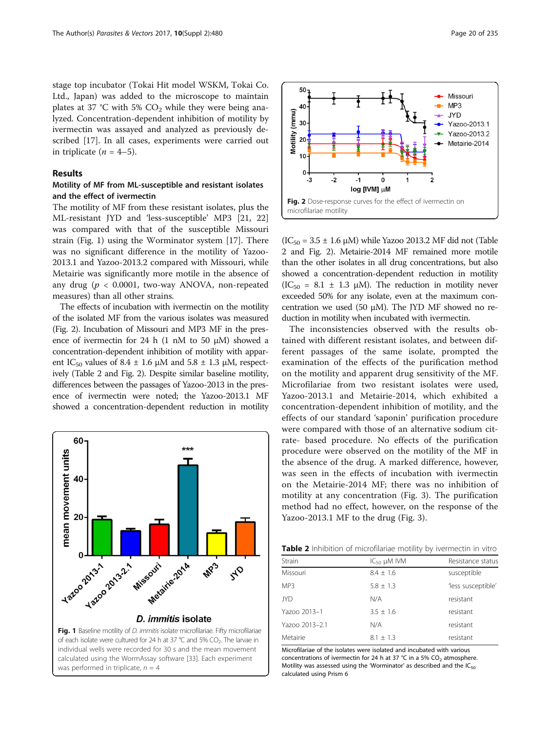stage top incubator (Tokai Hit model WSKM, Tokai Co. Ltd., Japan) was added to the microscope to maintain plates at 37 °C with 5% $CO_2$ while they were being analyzed. Concentration-dependent inhibition of motility by ivermectin was assayed and analyzed as previously described [17]. In all cases, experiments were carried out in triplicate ($n$ = 4–5).

## Results

### Motility of MF from ML-susceptible and resistant isolates and the effect of ivermectin

The motility of MF from these resistant isolates, plus the ML-resistant JYD and 'less-susceptible' MP3 [21, 22] was compared with that of the susceptible Missouri strain (Fig. 1) using the Worminator system [17]. There was no significant difference in the motility of Yazoo-2013.1 and Yazoo-2013.2 compared with Missouri, while Metairie was significantly more motile in the absence of any drug ($p$ < 0.0001, two-way ANOVA, non-repeated measures) than all other strains.

The effects of incubation with ivermectin on the motility of the isolated MF from the various isolates was measured (Fig. 2). Incubation of Missouri and MP3 MF in the presence of ivermectin for 24 h (1 nM to 50 μM) showed a concentration-dependent inhibition of motility with apparent $IC_{50}$ values of 8.4 ± 1.6 μM and 5.8 ± 1.3 μM, respectively (Table 2 and Fig. 2). Despite similar baseline motility, differences between the passages of Yazoo-2013 in the presence of ivermectin were noted; the Yazoo-2013.1 MF showed a concentration-dependent reduction in motility

60
40
20
0
mean movement units
***
Yazoo 2013-1
Yazoo 2013-2.1
Missouri
Metairie-2014
MP3
JYD
*D. immitis* isolate

**Fig. 1** Baseline motility of *D. immitis* isolate microfilariae. Fifty microfilariae of each isolate were cultured for 24 h at 37 °C and 5% $CO_2$. The larvae in individual wells were recorded for 30 s and the mean movement calculated using the WormAssay software [33]. Each experiment was performed in triplicate, $n$ = 4

Motility (mmu)
50
40
30
20
10
0
-3
-2
-1
0
1
2
log [IVM] μM
Missouri
MP3
JYD
Yazoo-2013.1
Yazoo-2013.2
Metairie-2014

**Fig. 2** Dose-response curves for the effect of ivermectin on microfilariae motility

($IC_{50}$ = 3.5 ± 1.6 μM) while Yazoo 2013.2 MF did not (Table 2 and Fig. 2). Metairie-2014 MF remained more motile than the other isolates in all drug concentrations, but also showed a concentration-dependent reduction in motility ($IC_{50}$ = 8.1 ± 1.3 μM). The reduction in motility never exceeded 50% for any isolate, even at the maximum concentration we used (50 μM). The JYD MF showed no reduction in motility when incubated with ivermectin.

The inconsistencies observed with the results obtained with different resistant isolates, and between different passages of the same isolate, prompted the examination of the effects of the purification method on the motility and apparent drug sensitivity of the MF. Microfilariae from two resistant isolates were used, Yazoo-2013.1 and Metairie-2014, which exhibited a concentration-dependent inhibition of motility, and the effects of our standard 'saponin' purification procedure were compared with those of an alternative sodium citrate- based procedure. No effects of the purification procedure were observed on the motility of the MF in the absence of the drug. A marked difference, however, was seen in the effects of incubation with ivermectin on the Metairie-2014 MF; there was no inhibition of motility at any concentration (Fig. 3). The purification method had no effect, however, on the response of the Yazoo-2013.1 MF to the drug (Fig. 3).

**Table 2** Inhibition of microfilariae motility by ivermectin in vitro

| Strain | $IC_{50}$ μM IVM | Resistance status |
|---|---|---|
| Missouri | 8.4 ± 1.6 | susceptible |
| MP3 | 5.8 ± 1.3 | 'less susceptible' |
| JYD | N/A | resistant |
| Yazoo 2013–1 | 3.5 ± 1.6 | resistant |
| Yazoo 2013–2.1 | N/A | resistant |
| Metairie | 8.1 ± 1.3 | resistant |

Microfilariae of the isolates were isolated and incubated with various concentrations of ivermectin for 24 h at 37 °C in a 5% $CO_2$ atmosphere. Motility was assessed using the 'Worminator' as described and the $IC_{50}$ calculated using Prism 6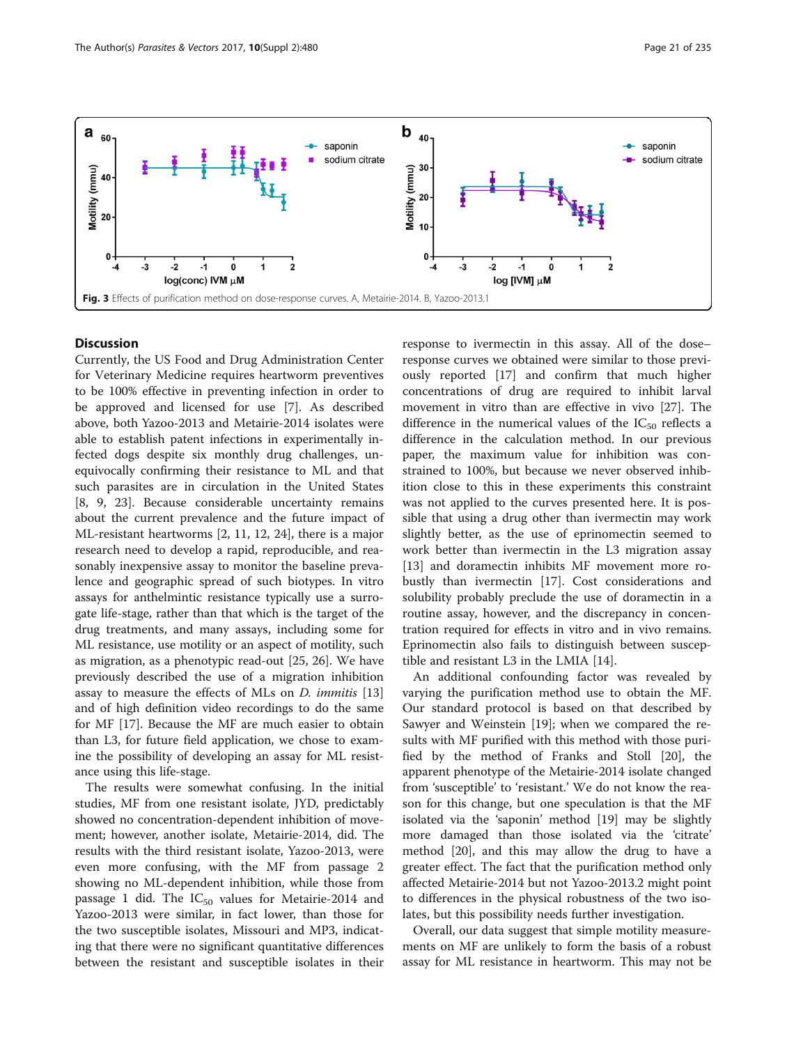a

60
40
20
0
Motility (mmu)
-4 -3 -2 -1 0 1 2
log(conc) IVM μM

saponin
sodium citrate

b

40
30
20
10
0
Motility (mmu)
-4 -3 -2 -1 0 1 2
log [IVM] μM

saponin
sodium citrate

**Fig. 3** Effects of purification method on dose-response curves. A, Metairie-2014. B, Yazoo-2013.1

## Discussion

Currently, the US Food and Drug Administration Center for Veterinary Medicine requires heartworm preventives to be 100% effective in preventing infection in order to be approved and licensed for use [7]. As described above, both Yazoo-2013 and Metairie-2014 isolates were able to establish patent infections in experimentally infected dogs despite six monthly drug challenges, unequivocally confirming their resistance to ML and that such parasites are in circulation in the United States [8, 9, 23]. Because considerable uncertainty remains about the current prevalence and the future impact of ML-resistant heartworms [2, 11, 12, 24], there is a major research need to develop a rapid, reproducible, and reasonably inexpensive assay to monitor the baseline prevalence and geographic spread of such biotypes. In vitro assays for anthelmintic resistance typically use a surrogate life-stage, rather than that which is the target of the drug treatments, and many assays, including some for ML resistance, use motility or an aspect of motility, such as migration, as a phenotypic read-out [25, 26]. We have previously described the use of a migration inhibition assay to measure the effects of MLs on *D. immitis* [13] and of high definition video recordings to do the same for MF [17]. Because the MF are much easier to obtain than L3, for future field application, we chose to examine the possibility of developing an assay for ML resistance using this life-stage.

The results were somewhat confusing. In the initial studies, MF from one resistant isolate, JYD, predictably showed no concentration-dependent inhibition of movement; however, another isolate, Metairie-2014, did. The results with the third resistant isolate, Yazoo-2013, were even more confusing, with the MF from passage 2 showing no ML-dependent inhibition, while those from passage 1 did. The $IC_{50}$ values for Metairie-2014 and Yazoo-2013 were similar, in fact lower, than those for the two susceptible isolates, Missouri and MP3, indicating that there were no significant quantitative differences between the resistant and susceptible isolates in their response to ivermectin in this assay. All of the dose–response curves we obtained were similar to those previously reported [17] and confirm that much higher concentrations of drug are required to inhibit larval movement in vitro than are effective in vivo [27]. The difference in the numerical values of the $IC_{50}$ reflects a difference in the calculation method. In our previous paper, the maximum value for inhibition was constrained to 100%, but because we never observed inhibition close to this in these experiments this constraint was not applied to the curves presented here. It is possible that using a drug other than ivermectin may work slightly better, as the use of eprinomectin seemed to work better than ivermectin in the L3 migration assay [13] and doramectin inhibits MF movement more robustly than ivermectin [17]. Cost considerations and solubility probably preclude the use of doramectin in a routine assay, however, and the discrepancy in concentration required for effects in vitro and in vivo remains. Eprinomectin also fails to distinguish between susceptible and resistant L3 in the LMIA [14].

An additional confounding factor was revealed by varying the purification method use to obtain the MF. Our standard protocol is based on that described by Sawyer and Weinstein [19]; when we compared the results with MF purified with this method with those purified by the method of Franks and Stoll [20], the apparent phenotype of the Metairie-2014 isolate changed from 'susceptible' to 'resistant.' We do not know the reason for this change, but one speculation is that the MF isolated via the 'saponin' method [19] may be slightly more damaged than those isolated via the 'citrate' method [20], and this may allow the drug to have a greater effect. The fact that the purification method only affected Metairie-2014 but not Yazoo-2013.2 might point to differences in the physical robustness of the two isolates, but this possibility needs further investigation.

Overall, our data suggest that simple motility measurements on MF are unlikely to form the basis of a robust assay for ML resistance in heartworm. This may not be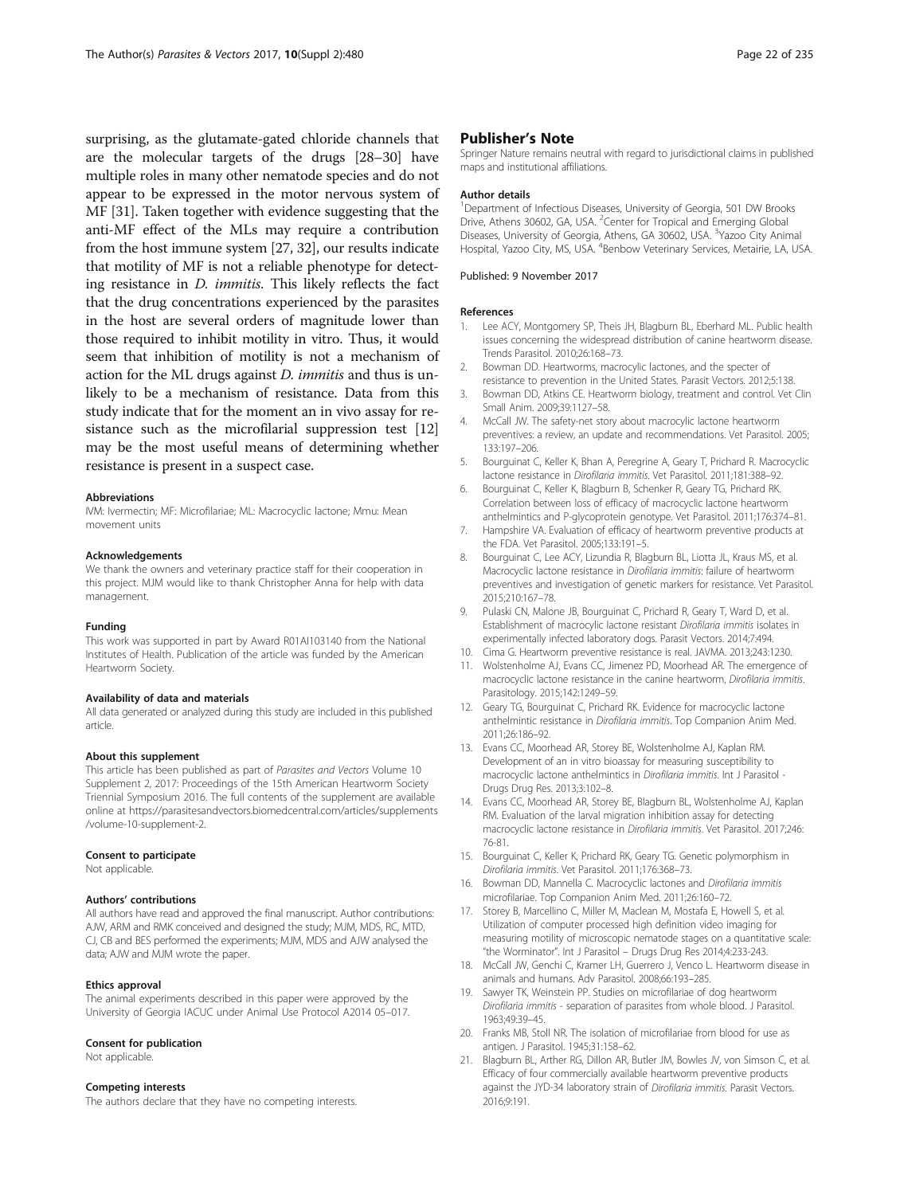surprising, as the glutamate-gated chloride channels that are the molecular targets of the drugs [28–30] have multiple roles in many other nematode species and do not appear to be expressed in the motor nervous system of MF [31]. Taken together with evidence suggesting that the anti-MF effect of the MLs may require a contribution from the host immune system [27, 32], our results indicate that motility of MF is not a reliable phenotype for detecting resistance in *D. immitis*. This likely reflects the fact that the drug concentrations experienced by the parasites in the host are several orders of magnitude lower than those required to inhibit motility in vitro. Thus, it would seem that inhibition of motility is not a mechanism of action for the ML drugs against *D. immitis* and thus is unlikely to be a mechanism of resistance. Data from this study indicate that for the moment an in vivo assay for resistance such as the microfilarial suppression test [12] may be the most useful means of determining whether resistance is present in a suspect case.

#### Abbreviations

IVM: Ivermectin; MF: Microfilariae; ML: Macrocyclic lactone; Mmu: Mean movement units

#### Acknowledgements

We thank the owners and veterinary practice staff for their cooperation in this project. MJM would like to thank Christopher Anna for help with data management.

#### Funding

This work was supported in part by Award R01AI103140 from the National Institutes of Health. Publication of the article was funded by the American Heartworm Society.

#### Availability of data and materials

All data generated or analyzed during this study are included in this published article.

#### About this supplement

This article has been published as part of *Parasites and Vectors* Volume 10 Supplement 2, 2017: Proceedings of the 15th American Heartworm Society Triennial Symposium 2016. The full contents of the supplement are available online at https://parasitesandvectors.biomedcentral.com/articles/supplements/volume-10-supplement-2.

#### Consent to participate

Not applicable.

#### Authors' contributions

All authors have read and approved the final manuscript. Author contributions: AJW, ARM and RMK conceived and designed the study; MJM, MDS, RC, MTD, CJ, CB and BES performed the experiments; MJM, MDS and AJW analysed the data; AJW and MJM wrote the paper.

#### Ethics approval

The animal experiments described in this paper were approved by the University of Georgia IACUC under Animal Use Protocol A2014 05–017.

#### Consent for publication

Not applicable.

#### Competing interests

The authors declare that they have no competing interests.

## Publisher's Note

Springer Nature remains neutral with regard to jurisdictional claims in published maps and institutional affiliations.

#### Author details

[1]Department of Infectious Diseases, University of Georgia, 501 DW Brooks Drive, Athens 30602, GA, USA. [2]Center for Tropical and Emerging Global Diseases, University of Georgia, Athens, GA 30602, USA. [3]Yazoo City Animal Hospital, Yazoo City, MS, USA. [4]Benbow Veterinary Services, Metairie, LA, USA.

Published: 9 November 2017

#### References

1. Lee ACY, Montgomery SP, Theis JH, Blagburn BL, Eberhard ML. Public health issues concerning the widespread distribution of canine heartworm disease. Trends Parasitol. 2010;26:168–73.
2. Bowman DD. Heartworms, macrocylic lactones, and the specter of resistance to prevention in the United States. Parasit Vectors. 2012;5:138.
3. Bowman DD, Atkins CE. Heartworm biology, treatment and control. Vet Clin Small Anim. 2009;39:1127–58.
4. McCall JW. The safety-net story about macrocyclic lactone heartworm preventives: a review, an update and recommendations. Vet Parasitol. 2005; 133:197–206.
5. Bourguinat C, Keller K, Bhan A, Peregrine A, Geary T, Prichard R. Macrocyclic lactone resistance in *Dirofilaria immitis*. Vet Parasitol. 2011;181:388–92.
6. Bourguinat C, Keller K, Blagburn B, Schenker R, Geary TG, Prichard RK. Correlation between loss of efficacy of macrocyclic lactone heartworm anthelmintics and P-glycoprotein genotype. Vet Parasitol. 2011;176:374–81.
7. Hampshire VA. Evaluation of efficacy of heartworm preventive products at the FDA. Vet Parasitol. 2005;133:191–5.
8. Bourguinat C, Lee ACY, Lizundia R, Blagburn BL, Liotta JL, Kraus MS, et al. Macrocyclic lactone resistance in *Dirofilaria immitis*: failure of heartworm preventives and investigation of genetic markers for resistance. Vet Parasitol. 2015;210:167–78.
9. Pulaski CN, Malone JB, Bourguinat C, Prichard R, Geary T, Ward D, et al. Establishment of macrocyclic lactone resistant *Dirofilaria immitis* isolates in experimentally infected laboratory dogs. Parasit Vectors. 2014;7:494.
10. Cima G. Heartworm preventive resistance is real. JAVMA. 2013;243:1230.
11. Wolstenholme AJ, Evans CC, Jimenez PD, Moorhead AR. The emergence of macrocyclic lactone resistance in the canine heartworm, *Dirofilaria immitis*. Parasitology. 2015;142:1249–59.
12. Geary TG, Bourguinat C, Prichard RK. Evidence for macrocyclic lactone anthelmintic resistance in *Dirofilaria immitis*. Top Companion Anim Med. 2011;26:186–92.
13. Evans CC, Moorhead AR, Storey BE, Wolstenholme AJ, Kaplan RM. Development of an in vitro bioassay for measuring susceptibility to macrocyclic lactone anthelmintics in *Dirofilaria immitis*. Int J Parasitol - Drugs Drug Res. 2013;3:102–8.
14. Evans CC, Moorhead AR, Storey BE, Blagburn BL, Wolstenholme AJ, Kaplan RM. Evaluation of the larval migration inhibition assay for detecting macrocyclic lactone resistance in *Dirofilaria immitis*. Vet Parasitol. 2017;246: 76-81.
15. Bourguinat C, Keller K, Prichard RK, Geary TG. Genetic polymorphism in *Dirofilaria immitis*. Vet Parasitol. 2011;176:368–73.
16. Bowman DD, Mannella C. Macrocyclic lactones and *Dirofilaria immitis* microfilariae. Top Companion Anim Med. 2011;26:160–72.
17. Storey B, Marcellino C, Miller M, Maclean M, Mostafa E, Howell S, et al. Utilization of computer processed high definition video imaging for measuring motility of microscopic nematode stages on a quantitative scale: "the Worminator". Int J Parasitol – Drugs Drug Res 2014;4:233-243.
18. McCall JW, Genchi C, Kramer LH, Guerrero J, Venco L. Heartworm disease in animals and humans. Adv Parasitol. 2008;66:193–285.
19. Sawyer TK, Weinstein PP. Studies on microfilariae of dog heartworm *Dirofilaria immitis* - separation of parasites from whole blood. J Parasitol. 1963;49:39–45.
20. Franks MB, Stoll NR. The isolation of microfilariae from blood for use as antigen. J Parasitol. 1945;31:158–62.
21. Blagburn BL, Arther RG, Dillon AR, Butler JM, Bowles JV, von Simson C, et al. Efficacy of four commercially available heartworm preventive products against the JYD-34 laboratory strain of *Dirofilaria immitis*. Parasit Vectors. 2016;9:191.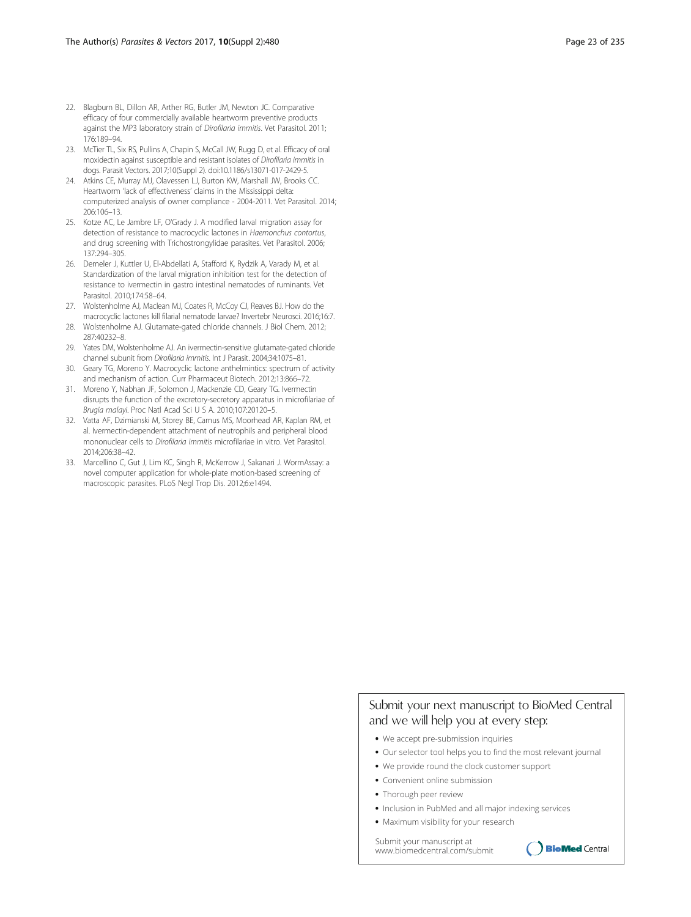22. Blagburn BL, Dillon AR, Arther RG, Butler JM, Newton JC. Comparative efficacy of four commercially available heartworm preventive products against the MP3 laboratory strain of *Dirofilaria immitis*. Vet Parasitol. 2011; 176:189–94.
23. McTier TL, Six RS, Pullins A, Chapin S, McCall JW, Rugg D, et al. Efficacy of oral moxidectin against susceptible and resistant isolates of *Dirofilaria immitis* in dogs. Parasit Vectors. 2017;10(Suppl 2). doi:10.1186/s13071-017-2429-5.
24. Atkins CE, Murray MJ, Olavessen LJ, Burton KW, Marshall JW, Brooks CC. Heartworm 'lack of effectiveness' claims in the Mississippi delta: computerized analysis of owner compliance - 2004-2011. Vet Parasitol. 2014; 206:106–13.
25. Kotze AC, Le Jambre LF, O'Grady J. A modified larval migration assay for detection of resistance to macrocyclic lactones in *Haemonchus contortus*, and drug screening with Trichostrongylidae parasites. Vet Parasitol. 2006; 137:294–305.
26. Demeler J, Kuttler U, El-Abdellati A, Stafford K, Rydzik A, Varady M, et al. Standardization of the larval migration inhibition test for the detection of resistance to ivermectin in gastro intestinal nematodes of ruminants. Vet Parasitol. 2010;174:58–64.
27. Wolstenholme AJ, Maclean MJ, Coates R, McCoy CJ, Reaves BJ. How do the macrocyclic lactones kill filarial nematode larvae? Invertebr Neurosci. 2016;16:7.
28. Wolstenholme AJ. Glutamate-gated chloride channels. J Biol Chem. 2012; 287:40232–8.
29. Yates DM, Wolstenholme AJ. An ivermectin-sensitive glutamate-gated chloride channel subunit from *Dirofilaria immitis*. Int J Parasit. 2004;34:1075–81.
30. Geary TG, Moreno Y. Macrocyclic lactone anthelmintics: spectrum of activity and mechanism of action. Curr Pharmaceut Biotech. 2012;13:866–72.
31. Moreno Y, Nabhan JF, Solomon J, Mackenzie CD, Geary TG. Ivermectin disrupts the function of the excretory-secretory apparatus in microfilariae of *Brugia malayi*. Proc Natl Acad Sci U S A. 2010;107:20120–5.
32. Vatta AF, Dzimianski M, Storey BE, Camus MS, Moorhead AR, Kaplan RM, et al. Ivermectin-dependent attachment of neutrophils and peripheral blood mononuclear cells to *Dirofilaria immitis* microfilariae in vitro. Vet Parasitol. 2014;206:38–42.
33. Marcellino C, Gut J, Lim KC, Singh R, McKerrow J, Sakanari J. WormAssay: a novel computer application for whole-plate motion-based screening of macroscopic parasites. PLoS Negl Trop Dis. 2012;6:e1494.

Submit your next manuscript to BioMed Central and we will help you at every step:

- We accept pre-submission inquiries
- Our selector tool helps you to find the most relevant journal
- We provide round the clock customer support
- Convenient online submission
- Thorough peer review
- Inclusion in PubMed and all major indexing services
- Maximum visibility for your research

Submit your manuscript at www.biomedcentral.com/submit

BioMed Central